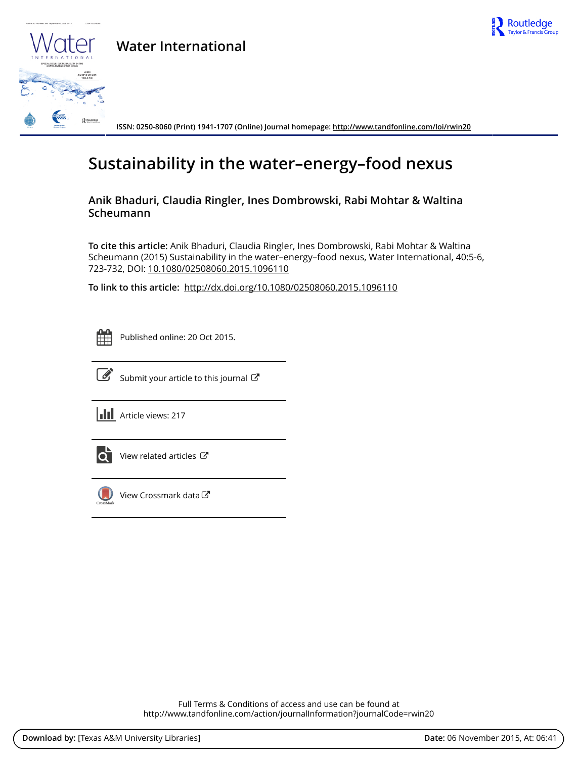**Water International**

ISSN: 0250-8060 (Print) 1941-1707 (Online) Journal homepage: http://www.tandfonline.com/loi/rwin20

# Sustainability in the water–energy–food nexus

**Anik Bhaduri, Claudia Ringler, Ines Dombrowski, Rabi Mohtar & Waltina Scheumann**

**To cite this article:** Anik Bhaduri, Claudia Ringler, Ines Dombrowski, Rabi Mohtar & Waltina Scheumann (2015) Sustainability in the water–energy–food nexus, Water International, 40:5-6, 723-732, DOI: 10.1080/02508060.2015.1096110

**To link to this article:** http://dx.doi.org/10.1080/02508060.2015.1096110

Published online: 20 Oct 2015.

Submit your article to this journal

Article views: 217

View related articles

View Crossmark data

Full Terms & Conditions of access and use can be found at
http://www.tandfonline.com/action/journalInformation?journalCode=rwin20

**Download by:** [Texas A&M University Libraries] **Date:** 06 November 2015, At: 06:41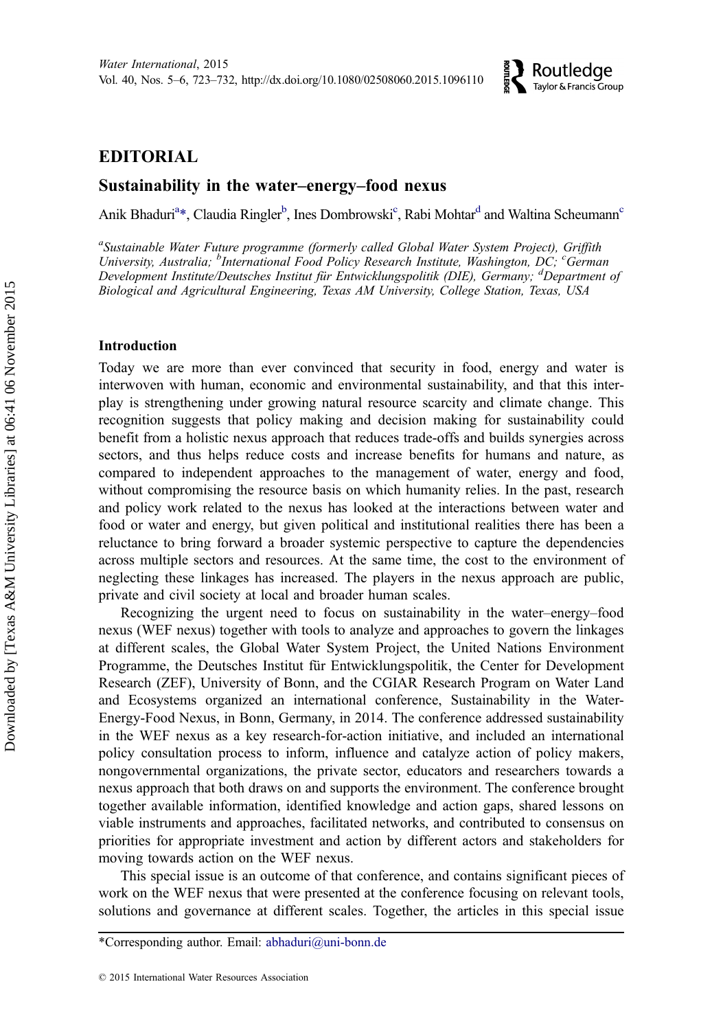## EDITORIAL

# Sustainability in the water–energy–food nexus

Anik Bhaduri[a]*, Claudia Ringler[b], Ines Dombrowski[c], Rabi Mohtar[d] and Waltina Scheumann[c]

[a]*Sustainable Water Future programme (formerly called Global Water System Project), Griffith University, Australia;* [b]*International Food Policy Research Institute, Washington, DC;* [c]*German Development Institute/Deutsches Institut für Entwicklungspolitik (DIE), Germany;* [d]*Department of Biological and Agricultural Engineering, Texas AM University, College Station, Texas, USA*

### Introduction

Today we are more than ever convinced that security in food, energy and water is interwoven with human, economic and environmental sustainability, and that this interplay is strengthening under growing natural resource scarcity and climate change. This recognition suggests that policy making and decision making for sustainability could benefit from a holistic nexus approach that reduces trade-offs and builds synergies across sectors, and thus helps reduce costs and increase benefits for humans and nature, as compared to independent approaches to the management of water, energy and food, without compromising the resource basis on which humanity relies. In the past, research and policy work related to the nexus has looked at the interactions between water and food or water and energy, but given political and institutional realities there has been a reluctance to bring forward a broader systemic perspective to capture the dependencies across multiple sectors and resources. At the same time, the cost to the environment of neglecting these linkages has increased. The players in the nexus approach are public, private and civil society at local and broader human scales.

Recognizing the urgent need to focus on sustainability in the water–energy–food nexus (WEF nexus) together with tools to analyze and approaches to govern the linkages at different scales, the Global Water System Project, the United Nations Environment Programme, the Deutsches Institut für Entwicklungspolitik, the Center for Development Research (ZEF), University of Bonn, and the CGIAR Research Program on Water Land and Ecosystems organized an international conference, Sustainability in the Water-Energy-Food Nexus, in Bonn, Germany, in 2014. The conference addressed sustainability in the WEF nexus as a key research-for-action initiative, and included an international policy consultation process to inform, influence and catalyze action of policy makers, nongovernmental organizations, the private sector, educators and researchers towards a nexus approach that both draws on and supports the environment. The conference brought together available information, identified knowledge and action gaps, shared lessons on viable instruments and approaches, facilitated networks, and contributed to consensus on priorities for appropriate investment and action by different actors and stakeholders for moving towards action on the WEF nexus.

This special issue is an outcome of that conference, and contains significant pieces of work on the WEF nexus that were presented at the conference focusing on relevant tools, solutions and governance at different scales. Together, the articles in this special issue

*Corresponding author. Email: abhaduri@uni-bonn.de

© 2015 International Water Resources Association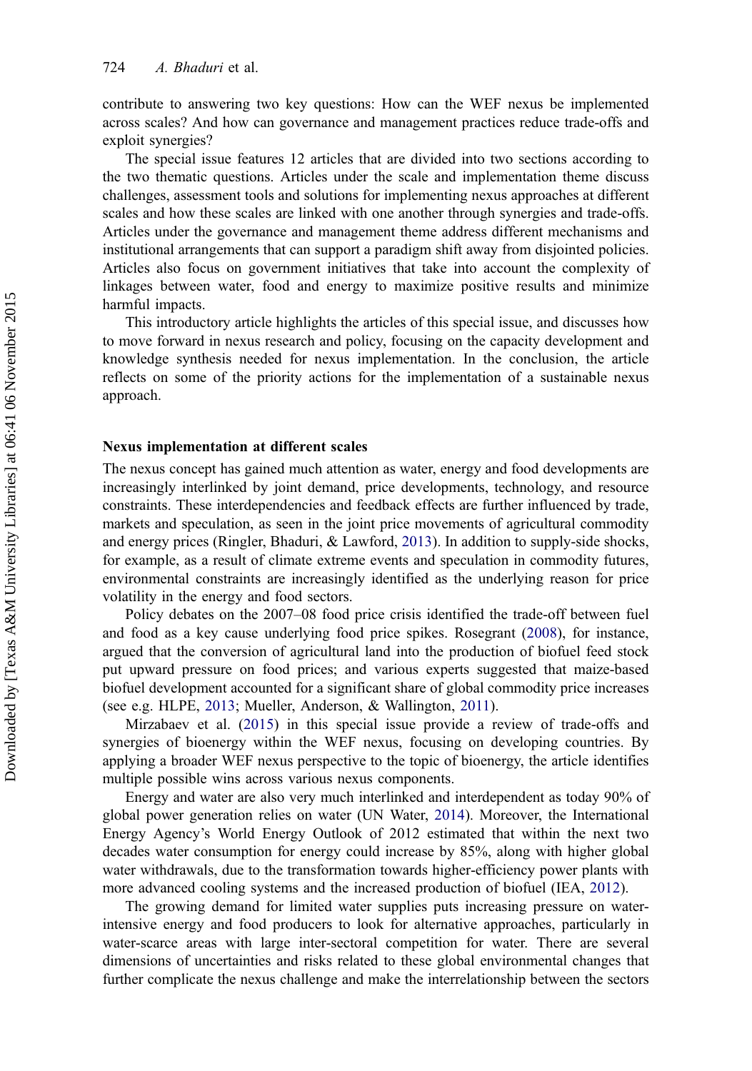contribute to answering two key questions: How can the WEF nexus be implemented across scales? And how can governance and management practices reduce trade-offs and exploit synergies?

The special issue features 12 articles that are divided into two sections according to the two thematic questions. Articles under the scale and implementation theme discuss challenges, assessment tools and solutions for implementing nexus approaches at different scales and how these scales are linked with one another through synergies and trade-offs. Articles under the governance and management theme address different mechanisms and institutional arrangements that can support a paradigm shift away from disjointed policies. Articles also focus on government initiatives that take into account the complexity of linkages between water, food and energy to maximize positive results and minimize harmful impacts.

This introductory article highlights the articles of this special issue, and discusses how to move forward in nexus research and policy, focusing on the capacity development and knowledge synthesis needed for nexus implementation. In the conclusion, the article reflects on some of the priority actions for the implementation of a sustainable nexus approach.

## Nexus implementation at different scales

The nexus concept has gained much attention as water, energy and food developments are increasingly interlinked by joint demand, price developments, technology, and resource constraints. These interdependencies and feedback effects are further influenced by trade, markets and speculation, as seen in the joint price movements of agricultural commodity and energy prices (Ringler, Bhaduri, & Lawford, 2013). In addition to supply-side shocks, for example, as a result of climate extreme events and speculation in commodity futures, environmental constraints are increasingly identified as the underlying reason for price volatility in the energy and food sectors.

Policy debates on the 2007–08 food price crisis identified the trade-off between fuel and food as a key cause underlying food price spikes. Rosegrant (2008), for instance, argued that the conversion of agricultural land into the production of biofuel feed stock put upward pressure on food prices; and various experts suggested that maize-based biofuel development accounted for a significant share of global commodity price increases (see e.g. HLPE, 2013; Mueller, Anderson, & Wallington, 2011).

Mirzabaev et al. (2015) in this special issue provide a review of trade-offs and synergies of bioenergy within the WEF nexus, focusing on developing countries. By applying a broader WEF nexus perspective to the topic of bioenergy, the article identifies multiple possible wins across various nexus components.

Energy and water are also very much interlinked and interdependent as today 90% of global power generation relies on water (UN Water, 2014). Moreover, the International Energy Agency's World Energy Outlook of 2012 estimated that within the next two decades water consumption for energy could increase by 85%, along with higher global water withdrawals, due to the transformation towards higher-efficiency power plants with more advanced cooling systems and the increased production of biofuel (IEA, 2012).

The growing demand for limited water supplies puts increasing pressure on water-intensive energy and food producers to look for alternative approaches, particularly in water-scarce areas with large inter-sectoral competition for water. There are several dimensions of uncertainties and risks related to these global environmental changes that further complicate the nexus challenge and make the interrelationship between the sectors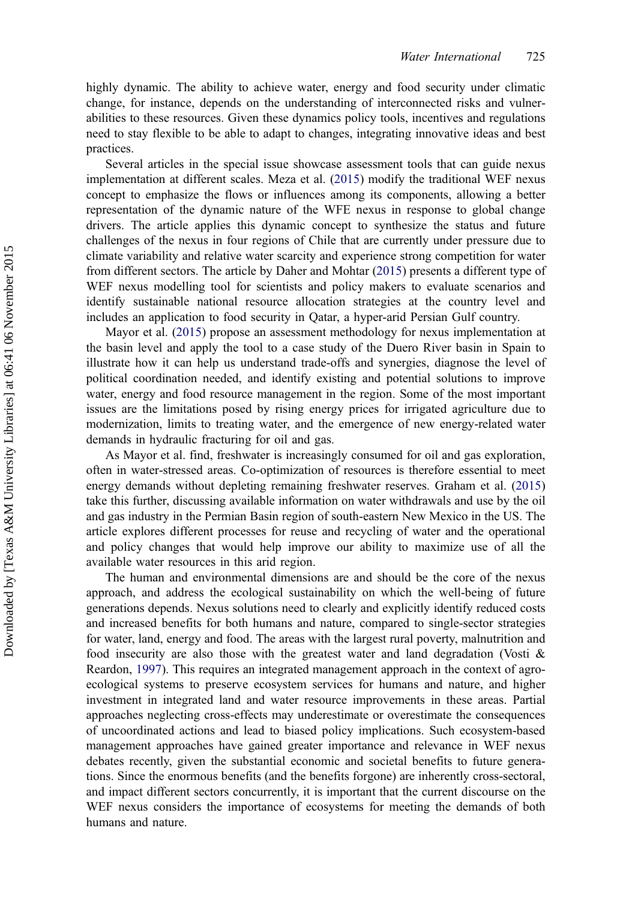highly dynamic. The ability to achieve water, energy and food security under climatic change, for instance, depends on the understanding of interconnected risks and vulnerabilities to these resources. Given these dynamics policy tools, incentives and regulations need to stay flexible to be able to adapt to changes, integrating innovative ideas and best practices.

Several articles in the special issue showcase assessment tools that can guide nexus implementation at different scales. Meza et al. (2015) modify the traditional WEF nexus concept to emphasize the flows or influences among its components, allowing a better representation of the dynamic nature of the WFE nexus in response to global change drivers. The article applies this dynamic concept to synthesize the status and future challenges of the nexus in four regions of Chile that are currently under pressure due to climate variability and relative water scarcity and experience strong competition for water from different sectors. The article by Daher and Mohtar (2015) presents a different type of WEF nexus modelling tool for scientists and policy makers to evaluate scenarios and identify sustainable national resource allocation strategies at the country level and includes an application to food security in Qatar, a hyper-arid Persian Gulf country.

Mayor et al. (2015) propose an assessment methodology for nexus implementation at the basin level and apply the tool to a case study of the Duero River basin in Spain to illustrate how it can help us understand trade-offs and synergies, diagnose the level of political coordination needed, and identify existing and potential solutions to improve water, energy and food resource management in the region. Some of the most important issues are the limitations posed by rising energy prices for irrigated agriculture due to modernization, limits to treating water, and the emergence of new energy-related water demands in hydraulic fracturing for oil and gas.

As Mayor et al. find, freshwater is increasingly consumed for oil and gas exploration, often in water-stressed areas. Co-optimization of resources is therefore essential to meet energy demands without depleting remaining freshwater reserves. Graham et al. (2015) take this further, discussing available information on water withdrawals and use by the oil and gas industry in the Permian Basin region of south-eastern New Mexico in the US. The article explores different processes for reuse and recycling of water and the operational and policy changes that would help improve our ability to maximize use of all the available water resources in this arid region.

The human and environmental dimensions are and should be the core of the nexus approach, and address the ecological sustainability on which the well-being of future generations depends. Nexus solutions need to clearly and explicitly identify reduced costs and increased benefits for both humans and nature, compared to single-sector strategies for water, land, energy and food. The areas with the largest rural poverty, malnutrition and food insecurity are also those with the greatest water and land degradation (Vosti & Reardon, 1997). This requires an integrated management approach in the context of agro-ecological systems to preserve ecosystem services for humans and nature, and higher investment in integrated land and water resource improvements in these areas. Partial approaches neglecting cross-effects may underestimate or overestimate the consequences of uncoordinated actions and lead to biased policy implications. Such ecosystem-based management approaches have gained greater importance and relevance in WEF nexus debates recently, given the substantial economic and societal benefits to future generations. Since the enormous benefits (and the benefits forgone) are inherently cross-sectoral, and impact different sectors concurrently, it is important that the current discourse on the WEF nexus considers the importance of ecosystems for meeting the demands of both humans and nature.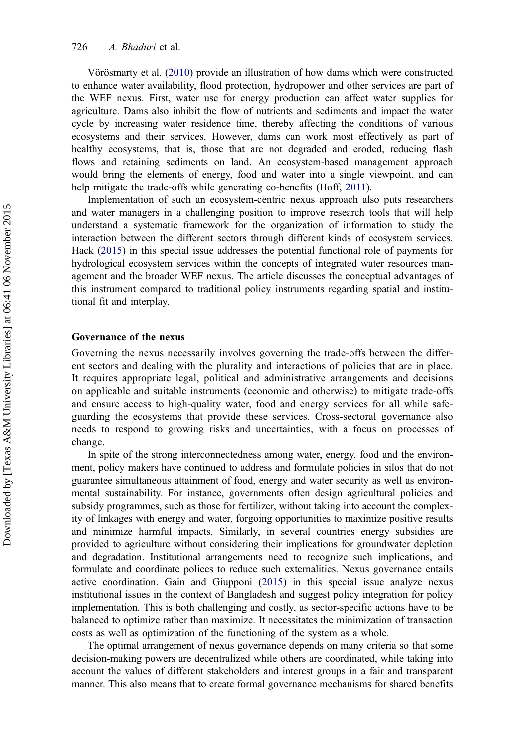Vörösmarty et al. (2010) provide an illustration of how dams which were constructed to enhance water availability, flood protection, hydropower and other services are part of the WEF nexus. First, water use for energy production can affect water supplies for agriculture. Dams also inhibit the flow of nutrients and sediments and impact the water cycle by increasing water residence time, thereby affecting the conditions of various ecosystems and their services. However, dams can work most effectively as part of healthy ecosystems, that is, those that are not degraded and eroded, reducing flash flows and retaining sediments on land. An ecosystem-based management approach would bring the elements of energy, food and water into a single viewpoint, and can help mitigate the trade-offs while generating co-benefits (Hoff, 2011).

Implementation of such an ecosystem-centric nexus approach also puts researchers and water managers in a challenging position to improve research tools that will help understand a systematic framework for the organization of information to study the interaction between the different sectors through different kinds of ecosystem services. Hack (2015) in this special issue addresses the potential functional role of payments for hydrological ecosystem services within the concepts of integrated water resources management and the broader WEF nexus. The article discusses the conceptual advantages of this instrument compared to traditional policy instruments regarding spatial and institutional fit and interplay.

## Governance of the nexus

Governing the nexus necessarily involves governing the trade-offs between the different sectors and dealing with the plurality and interactions of policies that are in place. It requires appropriate legal, political and administrative arrangements and decisions on applicable and suitable instruments (economic and otherwise) to mitigate trade-offs and ensure access to high-quality water, food and energy services for all while safeguarding the ecosystems that provide these services. Cross-sectoral governance also needs to respond to growing risks and uncertainties, with a focus on processes of change.

In spite of the strong interconnectedness among water, energy, food and the environment, policy makers have continued to address and formulate policies in silos that do not guarantee simultaneous attainment of food, energy and water security as well as environmental sustainability. For instance, governments often design agricultural policies and subsidy programmes, such as those for fertilizer, without taking into account the complexity of linkages with energy and water, forgoing opportunities to maximize positive results and minimize harmful impacts. Similarly, in several countries energy subsidies are provided to agriculture without considering their implications for groundwater depletion and degradation. Institutional arrangements need to recognize such implications, and formulate and coordinate polices to reduce such externalities. Nexus governance entails active coordination. Gain and Giupponi (2015) in this special issue analyze nexus institutional issues in the context of Bangladesh and suggest policy integration for policy implementation. This is both challenging and costly, as sector-specific actions have to be balanced to optimize rather than maximize. It necessitates the minimization of transaction costs as well as optimization of the functioning of the system as a whole.

The optimal arrangement of nexus governance depends on many criteria so that some decision-making powers are decentralized while others are coordinated, while taking into account the values of different stakeholders and interest groups in a fair and transparent manner. This also means that to create formal governance mechanisms for shared benefits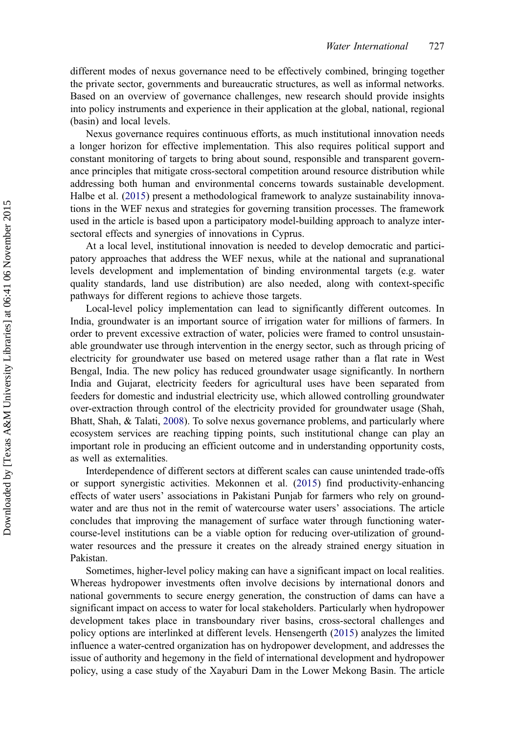different modes of nexus governance need to be effectively combined, bringing together the private sector, governments and bureaucratic structures, as well as informal networks. Based on an overview of governance challenges, new research should provide insights into policy instruments and experience in their application at the global, national, regional (basin) and local levels.

Nexus governance requires continuous efforts, as much institutional innovation needs a longer horizon for effective implementation. This also requires political support and constant monitoring of targets to bring about sound, responsible and transparent governance principles that mitigate cross-sectoral competition around resource distribution while addressing both human and environmental concerns towards sustainable development. Halbe et al. (2015) present a methodological framework to analyze sustainability innovations in the WEF nexus and strategies for governing transition processes. The framework used in the article is based upon a participatory model-building approach to analyze intersectoral effects and synergies of innovations in Cyprus.

At a local level, institutional innovation is needed to develop democratic and participatory approaches that address the WEF nexus, while at the national and supranational levels development and implementation of binding environmental targets (e.g. water quality standards, land use distribution) are also needed, along with context-specific pathways for different regions to achieve those targets.

Local-level policy implementation can lead to significantly different outcomes. In India, groundwater is an important source of irrigation water for millions of farmers. In order to prevent excessive extraction of water, policies were framed to control unsustainable groundwater use through intervention in the energy sector, such as through pricing of electricity for groundwater use based on metered usage rather than a flat rate in West Bengal, India. The new policy has reduced groundwater usage significantly. In northern India and Gujarat, electricity feeders for agricultural uses have been separated from feeders for domestic and industrial electricity use, which allowed controlling groundwater over-extraction through control of the electricity provided for groundwater usage (Shah, Bhatt, Shah, & Talati, 2008). To solve nexus governance problems, and particularly where ecosystem services are reaching tipping points, such institutional change can play an important role in producing an efficient outcome and in understanding opportunity costs, as well as externalities.

Interdependence of different sectors at different scales can cause unintended trade-offs or support synergistic activities. Mekonnen et al. (2015) find productivity-enhancing effects of water users' associations in Pakistani Punjab for farmers who rely on groundwater and are thus not in the remit of watercourse water users' associations. The article concludes that improving the management of surface water through functioning watercourse-level institutions can be a viable option for reducing over-utilization of groundwater resources and the pressure it creates on the already strained energy situation in Pakistan.

Sometimes, higher-level policy making can have a significant impact on local realities. Whereas hydropower investments often involve decisions by international donors and national governments to secure energy generation, the construction of dams can have a significant impact on access to water for local stakeholders. Particularly when hydropower development takes place in transboundary river basins, cross-sectoral challenges and policy options are interlinked at different levels. Hensengerth (2015) analyzes the limited influence a water-centred organization has on hydropower development, and addresses the issue of authority and hegemony in the field of international development and hydropower policy, using a case study of the Xayaburi Dam in the Lower Mekong Basin. The article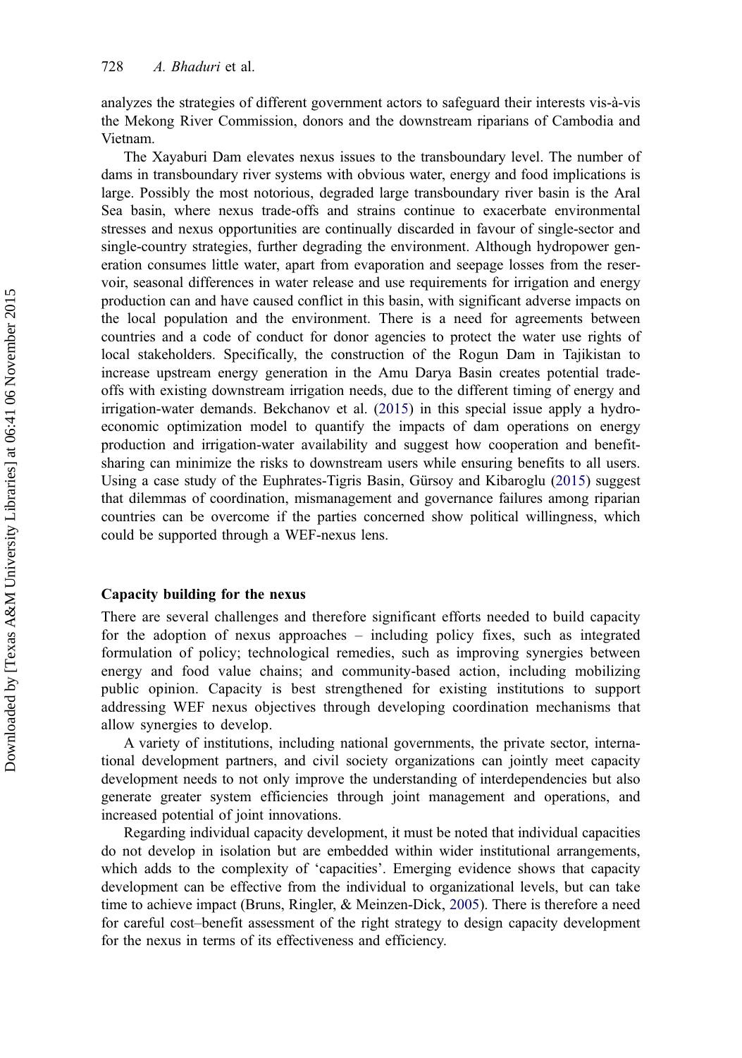analyzes the strategies of different government actors to safeguard their interests vis-à-vis the Mekong River Commission, donors and the downstream riparians of Cambodia and Vietnam.

The Xayaburi Dam elevates nexus issues to the transboundary level. The number of dams in transboundary river systems with obvious water, energy and food implications is large. Possibly the most notorious, degraded large transboundary river basin is the Aral Sea basin, where nexus trade-offs and strains continue to exacerbate environmental stresses and nexus opportunities are continually discarded in favour of single-sector and single-country strategies, further degrading the environment. Although hydropower generation consumes little water, apart from evaporation and seepage losses from the reservoir, seasonal differences in water release and use requirements for irrigation and energy production can and have caused conflict in this basin, with significant adverse impacts on the local population and the environment. There is a need for agreements between countries and a code of conduct for donor agencies to protect the water use rights of local stakeholders. Specifically, the construction of the Rogun Dam in Tajikistan to increase upstream energy generation in the Amu Darya Basin creates potential trade-offs with existing downstream irrigation needs, due to the different timing of energy and irrigation-water demands. Bekchanov et al. (2015) in this special issue apply a hydro-economic optimization model to quantify the impacts of dam operations on energy production and irrigation-water availability and suggest how cooperation and benefit-sharing can minimize the risks to downstream users while ensuring benefits to all users. Using a case study of the Euphrates-Tigris Basin, Gürsoy and Kibaroglu (2015) suggest that dilemmas of coordination, mismanagement and governance failures among riparian countries can be overcome if the parties concerned show political willingness, which could be supported through a WEF-nexus lens.

## Capacity building for the nexus

There are several challenges and therefore significant efforts needed to build capacity for the adoption of nexus approaches – including policy fixes, such as integrated formulation of policy; technological remedies, such as improving synergies between energy and food value chains; and community-based action, including mobilizing public opinion. Capacity is best strengthened for existing institutions to support addressing WEF nexus objectives through developing coordination mechanisms that allow synergies to develop.

A variety of institutions, including national governments, the private sector, international development partners, and civil society organizations can jointly meet capacity development needs to not only improve the understanding of interdependencies but also generate greater system efficiencies through joint management and operations, and increased potential of joint innovations.

Regarding individual capacity development, it must be noted that individual capacities do not develop in isolation but are embedded within wider institutional arrangements, which adds to the complexity of 'capacities'. Emerging evidence shows that capacity development can be effective from the individual to organizational levels, but can take time to achieve impact (Bruns, Ringler, & Meinzen-Dick, 2005). There is therefore a need for careful cost–benefit assessment of the right strategy to design capacity development for the nexus in terms of its effectiveness and efficiency.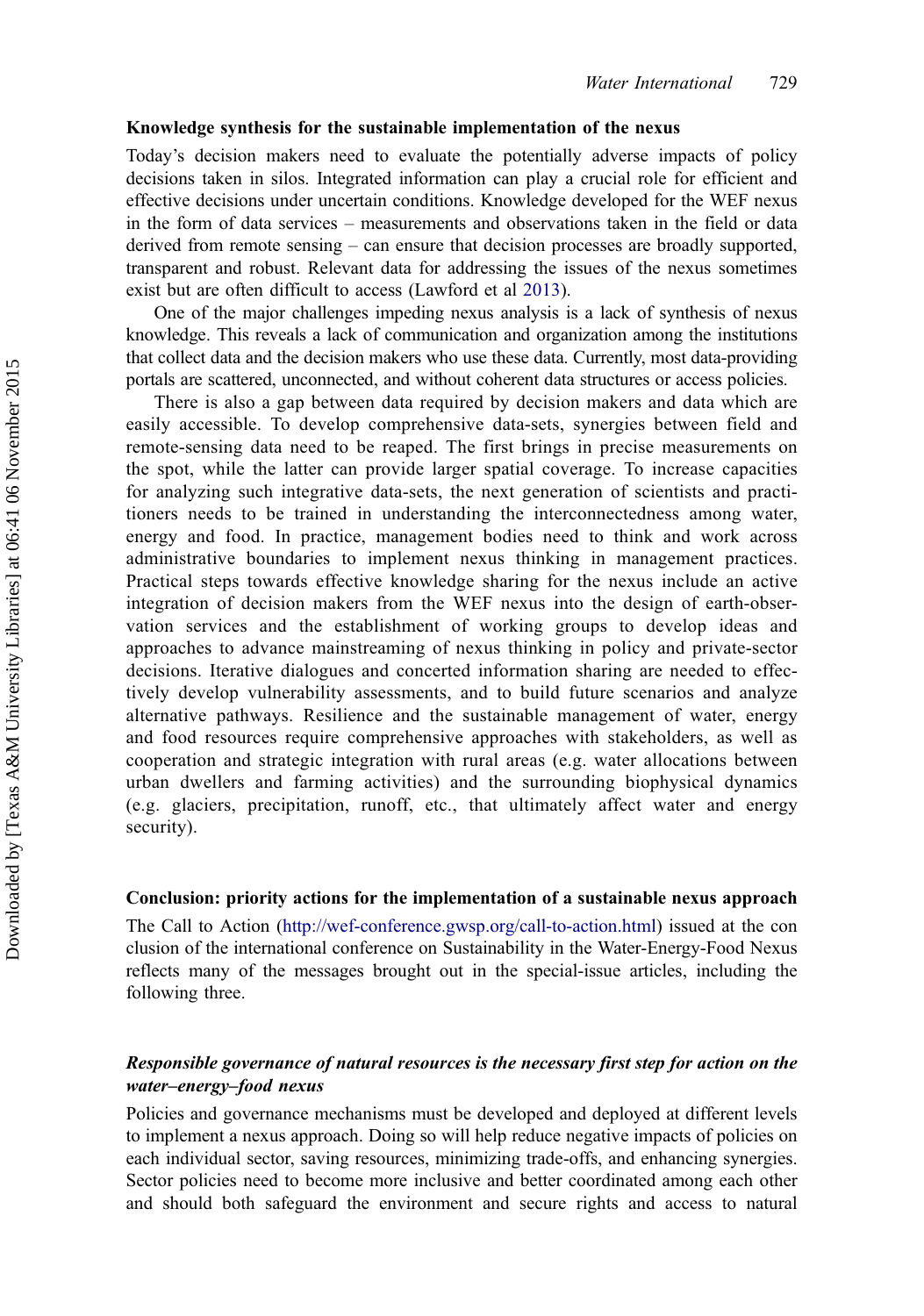### Knowledge synthesis for the sustainable implementation of the nexus

Today's decision makers need to evaluate the potentially adverse impacts of policy decisions taken in silos. Integrated information can play a crucial role for efficient and effective decisions under uncertain conditions. Knowledge developed for the WEF nexus in the form of data services – measurements and observations taken in the field or data derived from remote sensing – can ensure that decision processes are broadly supported, transparent and robust. Relevant data for addressing the issues of the nexus sometimes exist but are often difficult to access (Lawford et al 2013).

One of the major challenges impeding nexus analysis is a lack of synthesis of nexus knowledge. This reveals a lack of communication and organization among the institutions that collect data and the decision makers who use these data. Currently, most data-providing portals are scattered, unconnected, and without coherent data structures or access policies.

There is also a gap between data required by decision makers and data which are easily accessible. To develop comprehensive data-sets, synergies between field and remote-sensing data need to be reaped. The first brings in precise measurements on the spot, while the latter can provide larger spatial coverage. To increase capacities for analyzing such integrative data-sets, the next generation of scientists and practitioners needs to be trained in understanding the interconnectedness among water, energy and food. In practice, management bodies need to think and work across administrative boundaries to implement nexus thinking in management practices. Practical steps towards effective knowledge sharing for the nexus include an active integration of decision makers from the WEF nexus into the design of earth-observation services and the establishment of working groups to develop ideas and approaches to advance mainstreaming of nexus thinking in policy and private-sector decisions. Iterative dialogues and concerted information sharing are needed to effectively develop vulnerability assessments, and to build future scenarios and analyze alternative pathways. Resilience and the sustainable management of water, energy and food resources require comprehensive approaches with stakeholders, as well as cooperation and strategic integration with rural areas (e.g. water allocations between urban dwellers and farming activities) and the surrounding biophysical dynamics (e.g. glaciers, precipitation, runoff, etc., that ultimately affect water and energy security).

### Conclusion: priority actions for the implementation of a sustainable nexus approach

The Call to Action (http://wef-conference.gwsp.org/call-to-action.html) issued at the conclusion of the international conference on Sustainability in the Water-Energy-Food Nexus reflects many of the messages brought out in the special-issue articles, including the following three.

#### *Responsible governance of natural resources is the necessary first step for action on the water–energy–food nexus*

Policies and governance mechanisms must be developed and deployed at different levels to implement a nexus approach. Doing so will help reduce negative impacts of policies on each individual sector, saving resources, minimizing trade-offs, and enhancing synergies. Sector policies need to become more inclusive and better coordinated among each other and should both safeguard the environment and secure rights and access to natural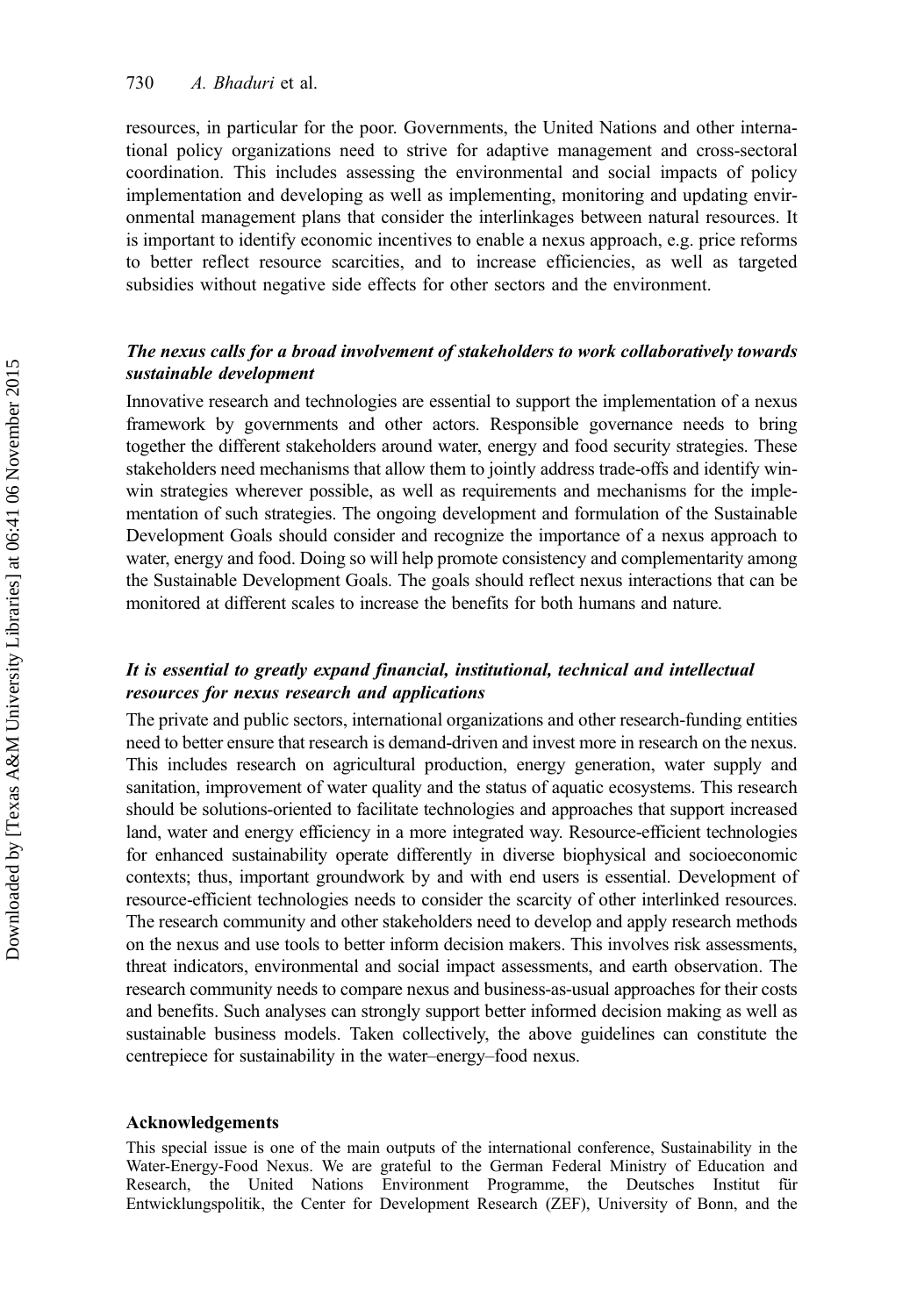resources, in particular for the poor. Governments, the United Nations and other international policy organizations need to strive for adaptive management and cross-sectoral coordination. This includes assessing the environmental and social impacts of policy implementation and developing as well as implementing, monitoring and updating environmental management plans that consider the interlinkages between natural resources. It is important to identify economic incentives to enable a nexus approach, e.g. price reforms to better reflect resource scarcities, and to increase efficiencies, as well as targeted subsidies without negative side effects for other sectors and the environment.

### *The nexus calls for a broad involvement of stakeholders to work collaboratively towards sustainable development*

Innovative research and technologies are essential to support the implementation of a nexus framework by governments and other actors. Responsible governance needs to bring together the different stakeholders around water, energy and food security strategies. These stakeholders need mechanisms that allow them to jointly address trade-offs and identify win-win strategies wherever possible, as well as requirements and mechanisms for the implementation of such strategies. The ongoing development and formulation of the Sustainable Development Goals should consider and recognize the importance of a nexus approach to water, energy and food. Doing so will help promote consistency and complementarity among the Sustainable Development Goals. The goals should reflect nexus interactions that can be monitored at different scales to increase the benefits for both humans and nature.

### *It is essential to greatly expand financial, institutional, technical and intellectual resources for nexus research and applications*

The private and public sectors, international organizations and other research-funding entities need to better ensure that research is demand-driven and invest more in research on the nexus. This includes research on agricultural production, energy generation, water supply and sanitation, improvement of water quality and the status of aquatic ecosystems. This research should be solutions-oriented to facilitate technologies and approaches that support increased land, water and energy efficiency in a more integrated way. Resource-efficient technologies for enhanced sustainability operate differently in diverse biophysical and socioeconomic contexts; thus, important groundwork by and with end users is essential. Development of resource-efficient technologies needs to consider the scarcity of other interlinked resources. The research community and other stakeholders need to develop and apply research methods on the nexus and use tools to better inform decision makers. This involves risk assessments, threat indicators, environmental and social impact assessments, and earth observation. The research community needs to compare nexus and business-as-usual approaches for their costs and benefits. Such analyses can strongly support better informed decision making as well as sustainable business models. Taken collectively, the above guidelines can constitute the centrepiece for sustainability in the water–energy–food nexus.

#### Acknowledgements

This special issue is one of the main outputs of the international conference, Sustainability in the Water-Energy-Food Nexus. We are grateful to the German Federal Ministry of Education and Research, the United Nations Environment Programme, the Deutsches Institut für Entwicklungspolitik, the Center for Development Research (ZEF), University of Bonn, and the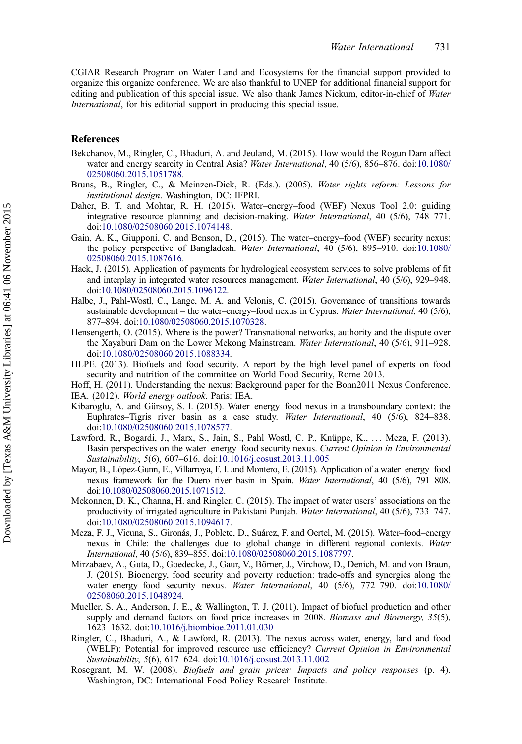CGIAR Research Program on Water Land and Ecosystems for the financial support provided to organize this organize conference. We are also thankful to UNEP for additional financial support for editing and publication of this special issue. We also thank James Nickum, editor-in-chief of *Water International*, for his editorial support in producing this special issue.

## References

Bekchanov, M., Ringler, C., Bhaduri, A. and Jeuland, M. (2015). How would the Rogun Dam affect water and energy scarcity in Central Asia? *Water International*, 40 (5/6), 856–876. doi:10.1080/02508060.2015.1051788.

Bruns, B., Ringler, C., & Meinzen-Dick, R. (Eds.). (2005). *Water rights reform: Lessons for institutional design*. Washington, DC: IFPRI.

Daher, B. T. and Mohtar, R. H. (2015). Water–energy–food (WEF) Nexus Tool 2.0: guiding integrative resource planning and decision-making. *Water International*, 40 (5/6), 748–771. doi:10.1080/02508060.2015.1074148.

Gain, A. K., Giupponi, C. and Benson, D., (2015). The water–energy–food (WEF) security nexus: the policy perspective of Bangladesh. *Water International*, 40 (5/6), 895–910. doi:10.1080/02508060.2015.1087616.

Hack, J. (2015). Application of payments for hydrological ecosystem services to solve problems of fit and interplay in integrated water resources management. *Water International*, 40 (5/6), 929–948. doi:10.1080/02508060.2015.1096122.

Halbe, J., Pahl-Wostl, C., Lange, M. A. and Velonis, C. (2015). Governance of transitions towards sustainable development – the water–energy–food nexus in Cyprus. *Water International*, 40 (5/6), 877–894. doi:10.1080/02508060.2015.1070328.

Hensengerth, O. (2015). Where is the power? Transnational networks, authority and the dispute over the Xayaburi Dam on the Lower Mekong Mainstream. *Water International*, 40 (5/6), 911–928. doi:10.1080/02508060.2015.1088334.

HLPE. (2013). Biofuels and food security. A report by the high level panel of experts on food security and nutrition of the committee on World Food Security, Rome 2013.

Hoff, H. (2011). Understanding the nexus: Background paper for the Bonn2011 Nexus Conference.

IEA. (2012). *World energy outlook*. Paris: IEA.

Kibaroglu, A. and Gürsoy, S. I. (2015). Water–energy–food nexus in a transboundary context: the Euphrates–Tigris river basin as a case study. *Water International*, 40 (5/6), 824–838. doi:10.1080/02508060.2015.1078577.

Lawford, R., Bogardi, J., Marx, S., Jain, S., Pahl Wostl, C. P., Knüppe, K., … Meza, F. (2013). Basin perspectives on the water–energy–food security nexus. *Current Opinion in Environmental Sustainability*, *5*(6), 607–616. doi:10.1016/j.cosust.2013.11.005

Mayor, B., López-Gunn, E., Villarroya, F. I. and Montero, E. (2015). Application of a water–energy–food nexus framework for the Duero river basin in Spain. *Water International*, 40 (5/6), 791–808. doi:10.1080/02508060.2015.1071512.

Mekonnen, D. K., Channa, H. and Ringler, C. (2015). The impact of water users' associations on the productivity of irrigated agriculture in Pakistani Punjab. *Water International*, 40 (5/6), 733–747. doi:10.1080/02508060.2015.1094617.

Meza, F. J., Vicuna, S., Gironás, J., Poblete, D., Suárez, F. and Oertel, M. (2015). Water–food–energy nexus in Chile: the challenges due to global change in different regional contexts. *Water International*, 40 (5/6), 839–855. doi:10.1080/02508060.2015.1087797.

Mirzabaev, A., Guta, D., Goedecke, J., Gaur, V., Börner, J., Virchow, D., Denich, M. and von Braun, J. (2015). Bioenergy, food security and poverty reduction: trade-offs and synergies along the water–energy–food security nexus. *Water International*, 40 (5/6), 772–790. doi:10.1080/02508060.2015.1048924.

Mueller, S. A., Anderson, J. E., & Wallington, T. J. (2011). Impact of biofuel production and other supply and demand factors on food price increases in 2008. *Biomass and Bioenergy*, *35*(5), 1623–1632. doi:10.1016/j.biombioe.2011.01.030

Ringler, C., Bhaduri, A., & Lawford, R. (2013). The nexus across water, energy, land and food (WELF): Potential for improved resource use efficiency? *Current Opinion in Environmental Sustainability*, *5*(6), 617–624. doi:10.1016/j.cosust.2013.11.002

Rosegrant, M. W. (2008). *Biofuels and grain prices: Impacts and policy responses* (p. 4). Washington, DC: International Food Policy Research Institute.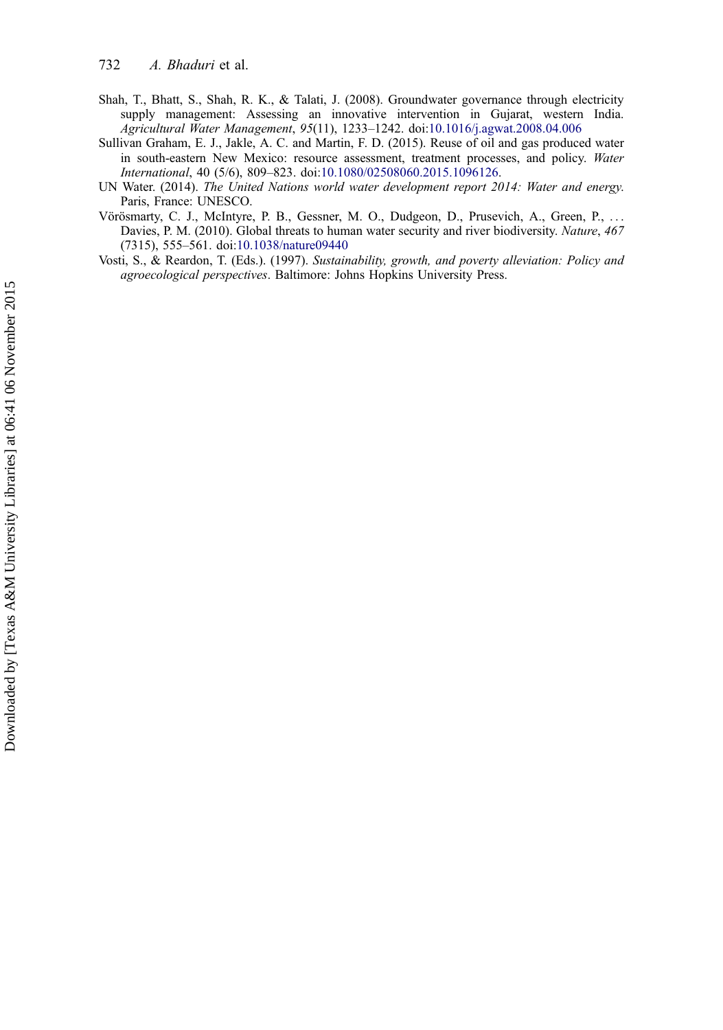Shah, T., Bhatt, S., Shah, R. K., & Talati, J. (2008). Groundwater governance through electricity supply management: Assessing an innovative intervention in Gujarat, western India. *Agricultural Water Management*, *95*(11), 1233–1242. doi:10.1016/j.agwat.2008.04.006

Sullivan Graham, E. J., Jakle, A. C. and Martin, F. D. (2015). Reuse of oil and gas produced water in south-eastern New Mexico: resource assessment, treatment processes, and policy. *Water International*, 40 (5/6), 809–823. doi:10.1080/02508060.2015.1096126.

UN Water. (2014). *The United Nations world water development report 2014: Water and energy*. Paris, France: UNESCO.

Vörösmarty, C. J., McIntyre, P. B., Gessner, M. O., Dudgeon, D., Prusevich, A., Green, P., … Davies, P. M. (2010). Global threats to human water security and river biodiversity. *Nature*, *467* (7315), 555–561. doi:10.1038/nature09440

Vosti, S., & Reardon, T. (Eds.). (1997). *Sustainability, growth, and poverty alleviation: Policy and agroecological perspectives*. Baltimore: Johns Hopkins University Press.